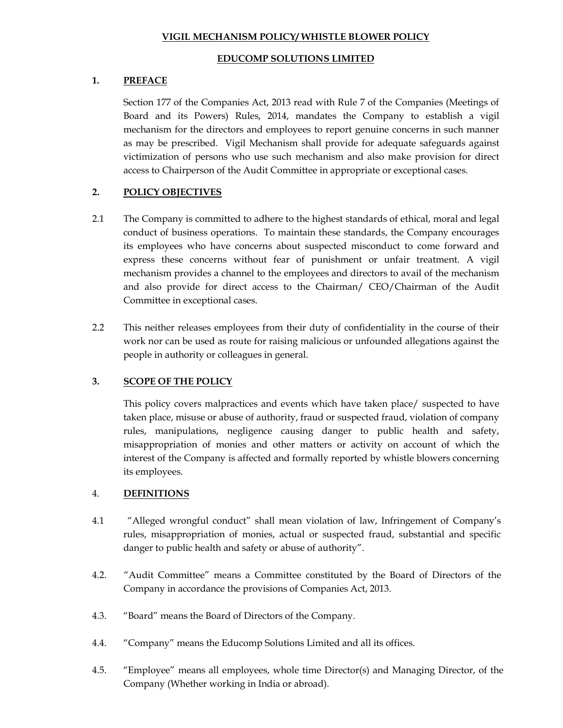**VIGIL MECHANISM POLICY/ WHISTLE BLOWER POLICY**

**EDUCOMP SOLUTIONS LIMITED**

## 1. PREFACE

Section 177 of the Companies Act, 2013 read with Rule 7 of the Companies (Meetings of Board and its Powers) Rules, 2014, mandates the Company to establish a vigil mechanism for the directors and employees to report genuine concerns in such manner as may be prescribed. Vigil Mechanism shall provide for adequate safeguards against victimization of persons who use such mechanism and also make provision for direct access to Chairperson of the Audit Committee in appropriate or exceptional cases.

## 2. POLICY OBJECTIVES

2.1 The Company is committed to adhere to the highest standards of ethical, moral and legal conduct of business operations. To maintain these standards, the Company encourages its employees who have concerns about suspected misconduct to come forward and express these concerns without fear of punishment or unfair treatment. A vigil mechanism provides a channel to the employees and directors to avail of the mechanism and also provide for direct access to the Chairman/ CEO/Chairman of the Audit Committee in exceptional cases.

2.2 This neither releases employees from their duty of confidentiality in the course of their work nor can be used as route for raising malicious or unfounded allegations against the people in authority or colleagues in general.

## 3. SCOPE OF THE POLICY

This policy covers malpractices and events which have taken place/ suspected to have taken place, misuse or abuse of authority, fraud or suspected fraud, violation of company rules, manipulations, negligence causing danger to public health and safety, misappropriation of monies and other matters or activity on account of which the interest of the Company is affected and formally reported by whistle blowers concerning its employees.

## 4. DEFINITIONS

4.1 "Alleged wrongful conduct" shall mean violation of law, Infringement of Company's rules, misappropriation of monies, actual or suspected fraud, substantial and specific danger to public health and safety or abuse of authority".

4.2. "Audit Committee" means a Committee constituted by the Board of Directors of the Company in accordance the provisions of Companies Act, 2013.

4.3. "Board" means the Board of Directors of the Company.

4.4. "Company" means the Educomp Solutions Limited and all its offices.

4.5. "Employee" means all employees, whole time Director(s) and Managing Director, of the Company (Whether working in India or abroad).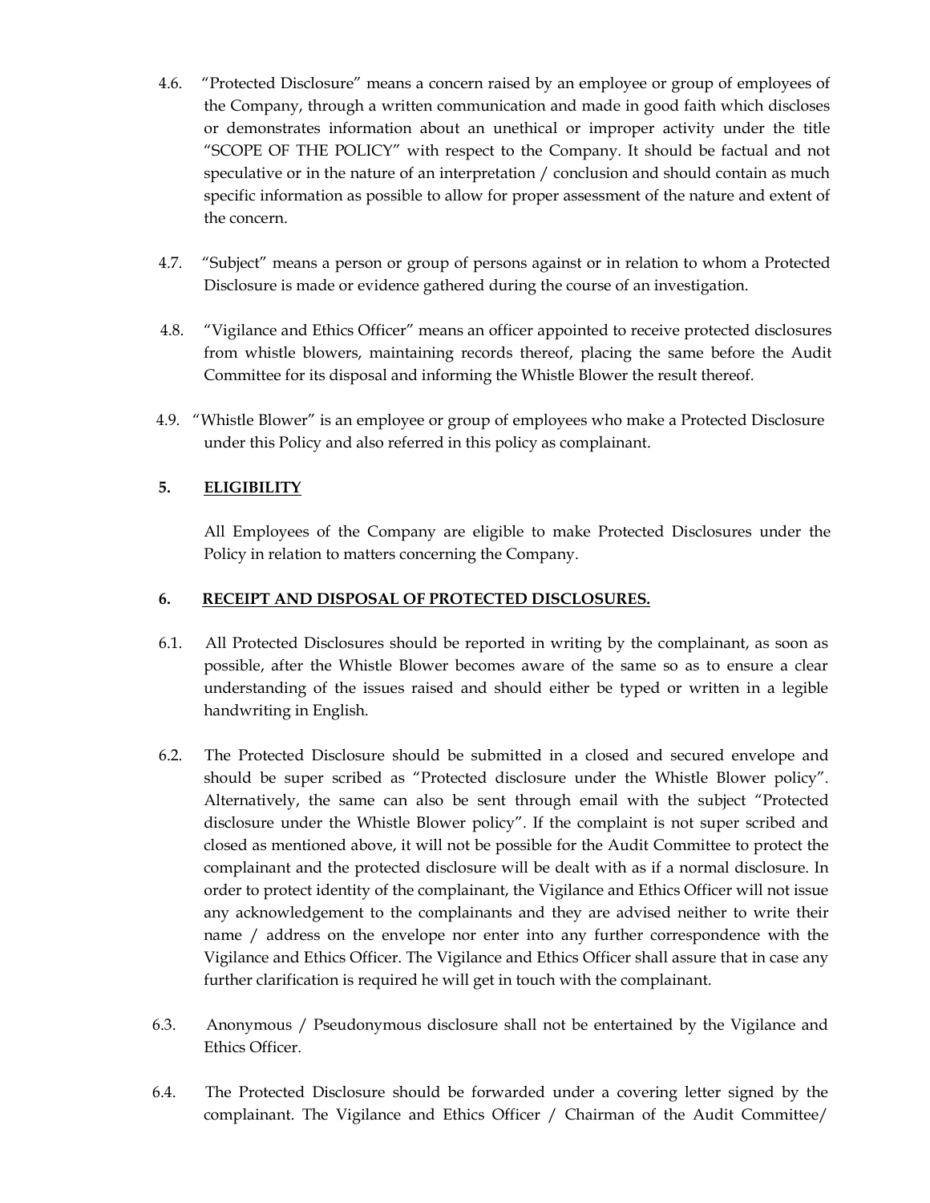4.6. "Protected Disclosure" means a concern raised by an employee or group of employees of the Company, through a written communication and made in good faith which discloses or demonstrates information about an unethical or improper activity under the title "SCOPE OF THE POLICY" with respect to the Company. It should be factual and not speculative or in the nature of an interpretation / conclusion and should contain as much specific information as possible to allow for proper assessment of the nature and extent of the concern.

4.7. "Subject" means a person or group of persons against or in relation to whom a Protected Disclosure is made or evidence gathered during the course of an investigation.

4.8. "Vigilance and Ethics Officer" means an officer appointed to receive protected disclosures from whistle blowers, maintaining records thereof, placing the same before the Audit Committee for its disposal and informing the Whistle Blower the result thereof.

4.9. "Whistle Blower" is an employee or group of employees who make a Protected Disclosure under this Policy and also referred in this policy as complainant.

## 5. ELIGIBILITY

All Employees of the Company are eligible to make Protected Disclosures under the Policy in relation to matters concerning the Company.

## 6. RECEIPT AND DISPOSAL OF PROTECTED DISCLOSURES.

6.1. All Protected Disclosures should be reported in writing by the complainant, as soon as possible, after the Whistle Blower becomes aware of the same so as to ensure a clear understanding of the issues raised and should either be typed or written in a legible handwriting in English.

6.2. The Protected Disclosure should be submitted in a closed and secured envelope and should be super scribed as "Protected disclosure under the Whistle Blower policy". Alternatively, the same can also be sent through email with the subject "Protected disclosure under the Whistle Blower policy". If the complaint is not super scribed and closed as mentioned above, it will not be possible for the Audit Committee to protect the complainant and the protected disclosure will be dealt with as if a normal disclosure. In order to protect identity of the complainant, the Vigilance and Ethics Officer will not issue any acknowledgement to the complainants and they are advised neither to write their name / address on the envelope nor enter into any further correspondence with the Vigilance and Ethics Officer. The Vigilance and Ethics Officer shall assure that in case any further clarification is required he will get in touch with the complainant.

6.3. Anonymous / Pseudonymous disclosure shall not be entertained by the Vigilance and Ethics Officer.

6.4. The Protected Disclosure should be forwarded under a covering letter signed by the complainant. The Vigilance and Ethics Officer / Chairman of the Audit Committee/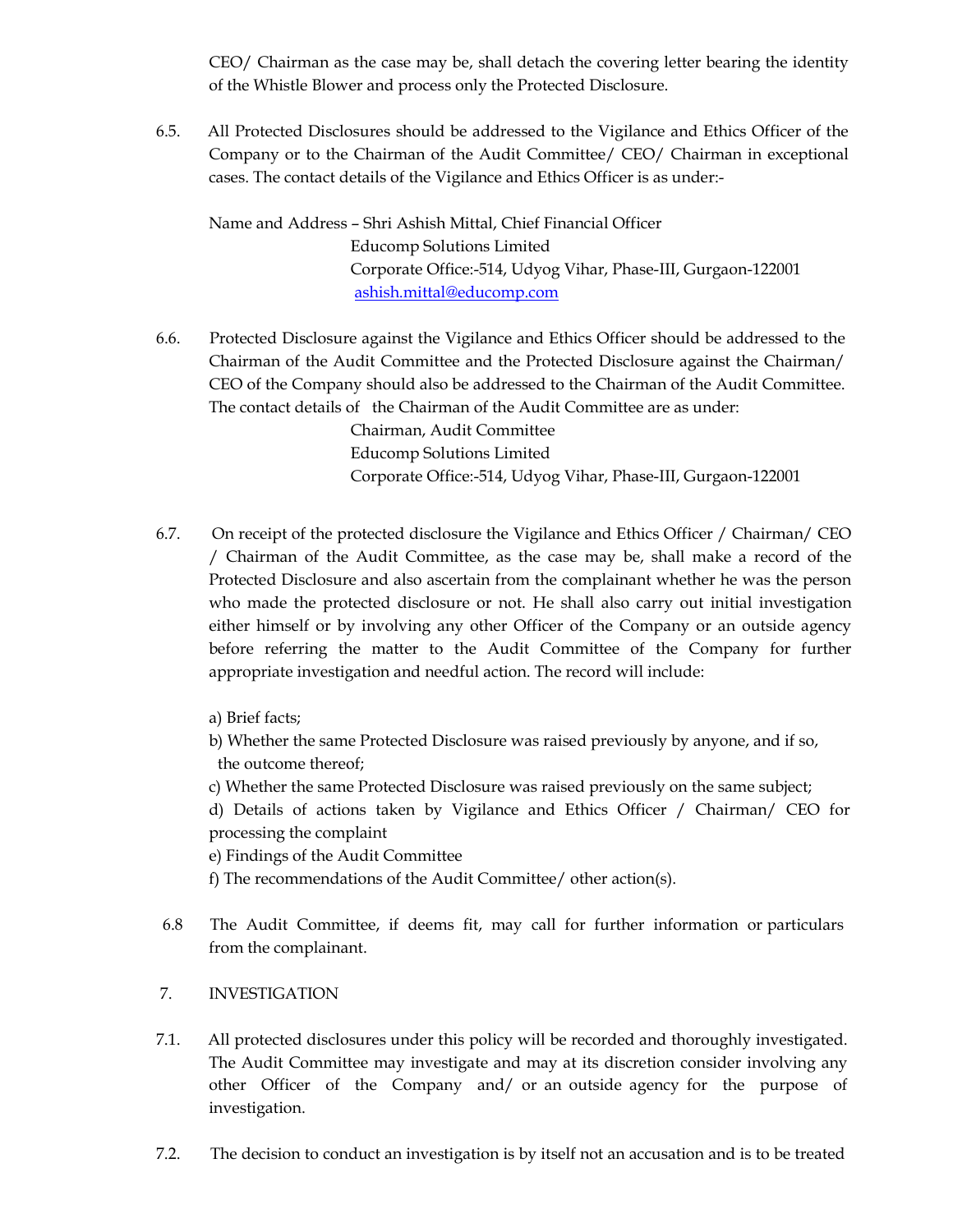CEO/ Chairman as the case may be, shall detach the covering letter bearing the identity of the Whistle Blower and process only the Protected Disclosure.

6.5. All Protected Disclosures should be addressed to the Vigilance and Ethics Officer of the Company or to the Chairman of the Audit Committee/ CEO/ Chairman in exceptional cases. The contact details of the Vigilance and Ethics Officer is as under:-

Name and Address – Shri Ashish Mittal, Chief Financial Officer
Educomp Solutions Limited
Corporate Office:-514, Udyog Vihar, Phase-III, Gurgaon-122001
ashish.mittal@educomp.com

6.6. Protected Disclosure against the Vigilance and Ethics Officer should be addressed to the Chairman of the Audit Committee and the Protected Disclosure against the Chairman/ CEO of the Company should also be addressed to the Chairman of the Audit Committee. The contact details of the Chairman of the Audit Committee are as under:

Chairman, Audit Committee
Educomp Solutions Limited
Corporate Office:-514, Udyog Vihar, Phase-III, Gurgaon-122001

6.7. On receipt of the protected disclosure the Vigilance and Ethics Officer / Chairman/ CEO / Chairman of the Audit Committee, as the case may be, shall make a record of the Protected Disclosure and also ascertain from the complainant whether he was the person who made the protected disclosure or not. He shall also carry out initial investigation either himself or by involving any other Officer of the Company or an outside agency before referring the matter to the Audit Committee of the Company for further appropriate investigation and needful action. The record will include:

a) Brief facts;
b) Whether the same Protected Disclosure was raised previously by anyone, and if so, the outcome thereof;
c) Whether the same Protected Disclosure was raised previously on the same subject;
d) Details of actions taken by Vigilance and Ethics Officer / Chairman/ CEO for processing the complaint
e) Findings of the Audit Committee
f) The recommendations of the Audit Committee/ other action(s).

6.8 The Audit Committee, if deems fit, may call for further information or particulars from the complainant.

7. INVESTIGATION

7.1. All protected disclosures under this policy will be recorded and thoroughly investigated. The Audit Committee may investigate and may at its discretion consider involving any other Officer of the Company and/ or an outside agency for the purpose of investigation.

7.2. The decision to conduct an investigation is by itself not an accusation and is to be treated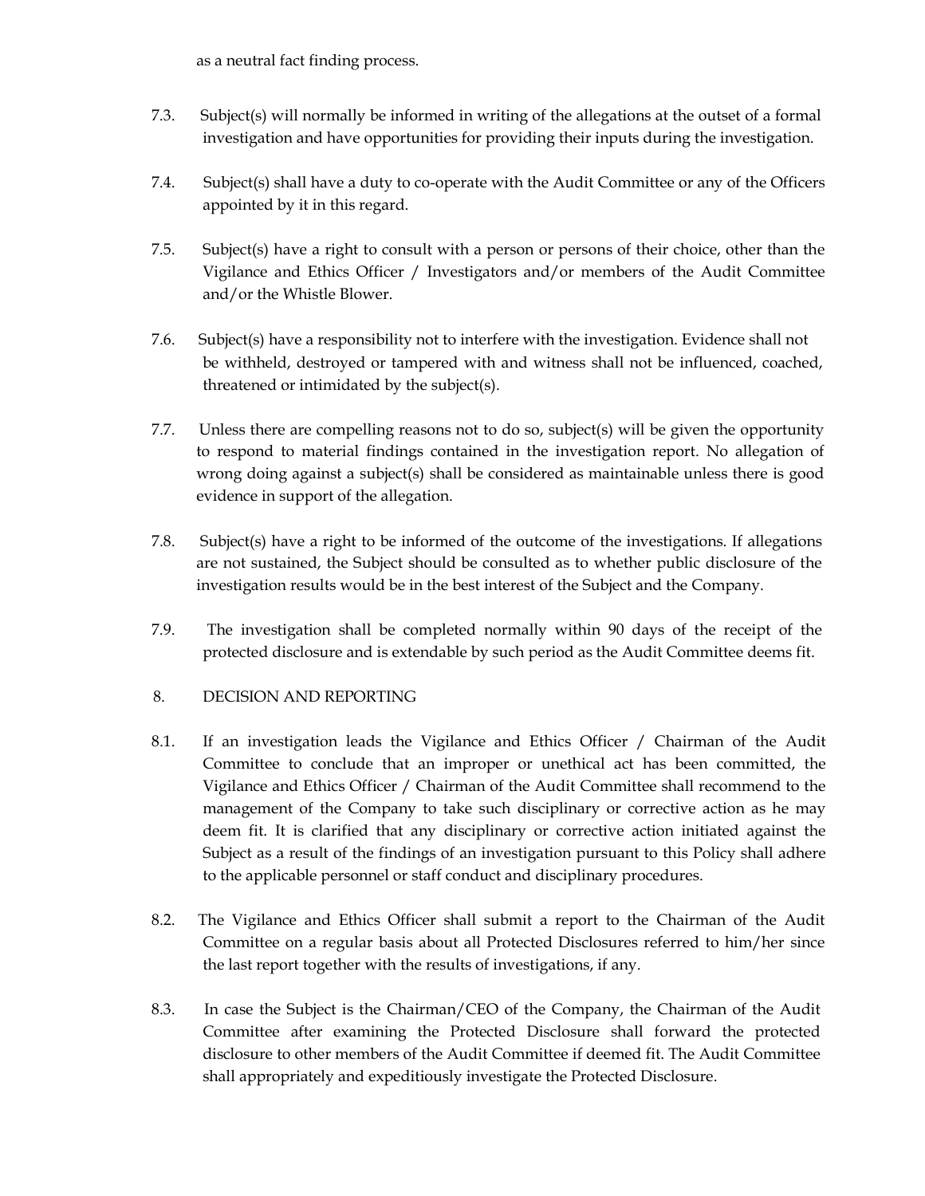as a neutral fact finding process.

7.3. Subject(s) will normally be informed in writing of the allegations at the outset of a formal investigation and have opportunities for providing their inputs during the investigation.

7.4. Subject(s) shall have a duty to co-operate with the Audit Committee or any of the Officers appointed by it in this regard.

7.5. Subject(s) have a right to consult with a person or persons of their choice, other than the Vigilance and Ethics Officer / Investigators and/or members of the Audit Committee and/or the Whistle Blower.

7.6. Subject(s) have a responsibility not to interfere with the investigation. Evidence shall not be withheld, destroyed or tampered with and witness shall not be influenced, coached, threatened or intimidated by the subject(s).

7.7. Unless there are compelling reasons not to do so, subject(s) will be given the opportunity to respond to material findings contained in the investigation report. No allegation of wrong doing against a subject(s) shall be considered as maintainable unless there is good evidence in support of the allegation.

7.8. Subject(s) have a right to be informed of the outcome of the investigations. If allegations are not sustained, the Subject should be consulted as to whether public disclosure of the investigation results would be in the best interest of the Subject and the Company.

7.9. The investigation shall be completed normally within 90 days of the receipt of the protected disclosure and is extendable by such period as the Audit Committee deems fit.

## 8. DECISION AND REPORTING

8.1. If an investigation leads the Vigilance and Ethics Officer / Chairman of the Audit Committee to conclude that an improper or unethical act has been committed, the Vigilance and Ethics Officer / Chairman of the Audit Committee shall recommend to the management of the Company to take such disciplinary or corrective action as he may deem fit. It is clarified that any disciplinary or corrective action initiated against the Subject as a result of the findings of an investigation pursuant to this Policy shall adhere to the applicable personnel or staff conduct and disciplinary procedures.

8.2. The Vigilance and Ethics Officer shall submit a report to the Chairman of the Audit Committee on a regular basis about all Protected Disclosures referred to him/her since the last report together with the results of investigations, if any.

8.3. In case the Subject is the Chairman/CEO of the Company, the Chairman of the Audit Committee after examining the Protected Disclosure shall forward the protected disclosure to other members of the Audit Committee if deemed fit. The Audit Committee shall appropriately and expeditiously investigate the Protected Disclosure.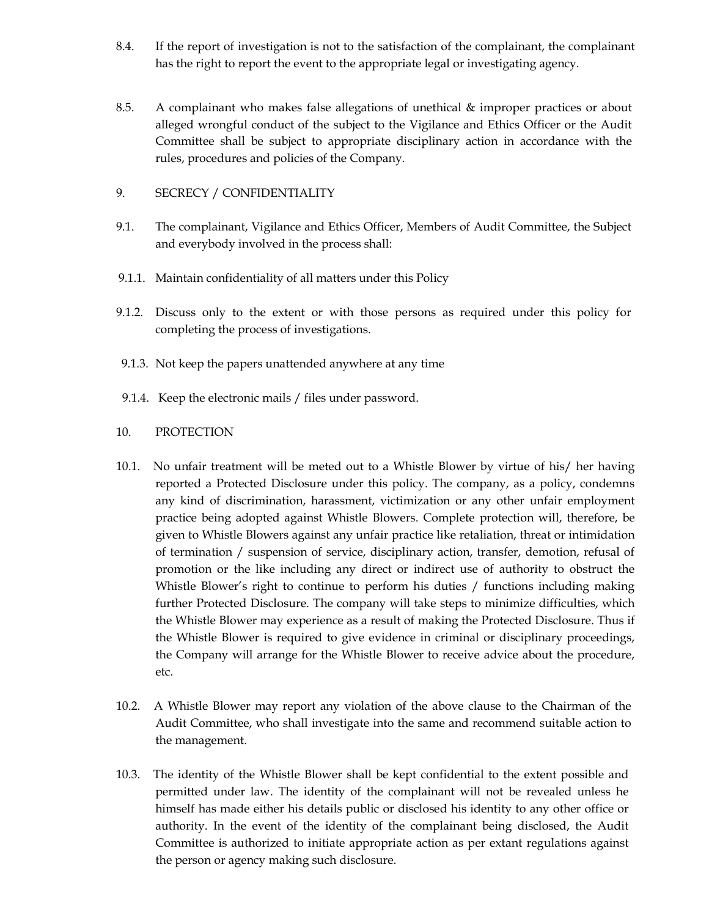8.4. If the report of investigation is not to the satisfaction of the complainant, the complainant has the right to report the event to the appropriate legal or investigating agency.

8.5. A complainant who makes false allegations of unethical & improper practices or about alleged wrongful conduct of the subject to the Vigilance and Ethics Officer or the Audit Committee shall be subject to appropriate disciplinary action in accordance with the rules, procedures and policies of the Company.

## 9. SECRECY / CONFIDENTIALITY

9.1. The complainant, Vigilance and Ethics Officer, Members of Audit Committee, the Subject and everybody involved in the process shall:

9.1.1. Maintain confidentiality of all matters under this Policy

9.1.2. Discuss only to the extent or with those persons as required under this policy for completing the process of investigations.

9.1.3. Not keep the papers unattended anywhere at any time

9.1.4. Keep the electronic mails / files under password.

## 10. PROTECTION

10.1. No unfair treatment will be meted out to a Whistle Blower by virtue of his/ her having reported a Protected Disclosure under this policy. The company, as a policy, condemns any kind of discrimination, harassment, victimization or any other unfair employment practice being adopted against Whistle Blowers. Complete protection will, therefore, be given to Whistle Blowers against any unfair practice like retaliation, threat or intimidation of termination / suspension of service, disciplinary action, transfer, demotion, refusal of promotion or the like including any direct or indirect use of authority to obstruct the Whistle Blower's right to continue to perform his duties / functions including making further Protected Disclosure. The company will take steps to minimize difficulties, which the Whistle Blower may experience as a result of making the Protected Disclosure. Thus if the Whistle Blower is required to give evidence in criminal or disciplinary proceedings, the Company will arrange for the Whistle Blower to receive advice about the procedure, etc.

10.2. A Whistle Blower may report any violation of the above clause to the Chairman of the Audit Committee, who shall investigate into the same and recommend suitable action to the management.

10.3. The identity of the Whistle Blower shall be kept confidential to the extent possible and permitted under law. The identity of the complainant will not be revealed unless he himself has made either his details public or disclosed his identity to any other office or authority. In the event of the identity of the complainant being disclosed, the Audit Committee is authorized to initiate appropriate action as per extant regulations against the person or agency making such disclosure.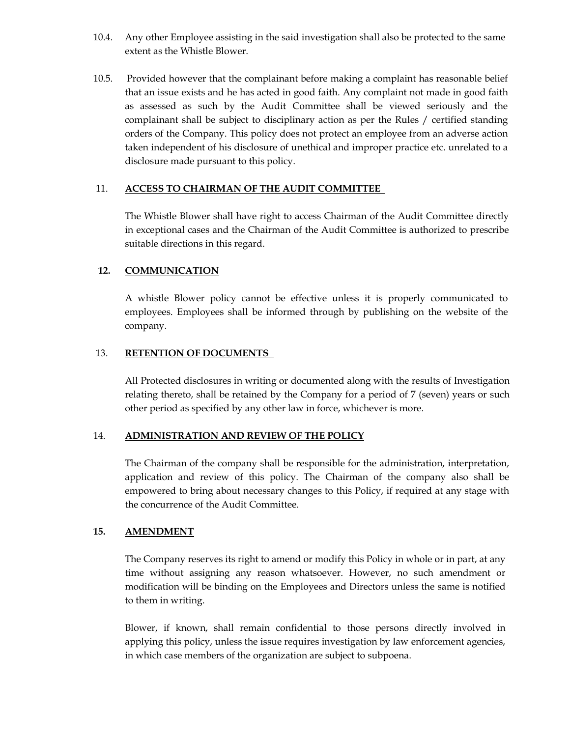10.4. Any other Employee assisting in the said investigation shall also be protected to the same extent as the Whistle Blower.

10.5. Provided however that the complainant before making a complaint has reasonable belief that an issue exists and he has acted in good faith. Any complaint not made in good faith as assessed as such by the Audit Committee shall be viewed seriously and the complainant shall be subject to disciplinary action as per the Rules / certified standing orders of the Company. This policy does not protect an employee from an adverse action taken independent of his disclosure of unethical and improper practice etc. unrelated to a disclosure made pursuant to this policy.

## 11. ACCESS TO CHAIRMAN OF THE AUDIT COMMITTEE

The Whistle Blower shall have right to access Chairman of the Audit Committee directly in exceptional cases and the Chairman of the Audit Committee is authorized to prescribe suitable directions in this regard.

## 12. COMMUNICATION

A whistle Blower policy cannot be effective unless it is properly communicated to employees. Employees shall be informed through by publishing on the website of the company.

## 13. RETENTION OF DOCUMENTS

All Protected disclosures in writing or documented along with the results of Investigation relating thereto, shall be retained by the Company for a period of 7 (seven) years or such other period as specified by any other law in force, whichever is more.

## 14. ADMINISTRATION AND REVIEW OF THE POLICY

The Chairman of the company shall be responsible for the administration, interpretation, application and review of this policy. The Chairman of the company also shall be empowered to bring about necessary changes to this Policy, if required at any stage with the concurrence of the Audit Committee.

## 15. AMENDMENT

The Company reserves its right to amend or modify this Policy in whole or in part, at any time without assigning any reason whatsoever. However, no such amendment or modification will be binding on the Employees and Directors unless the same is notified to them in writing.

Blower, if known, shall remain confidential to those persons directly involved in applying this policy, unless the issue requires investigation by law enforcement agencies, in which case members of the organization are subject to subpoena.